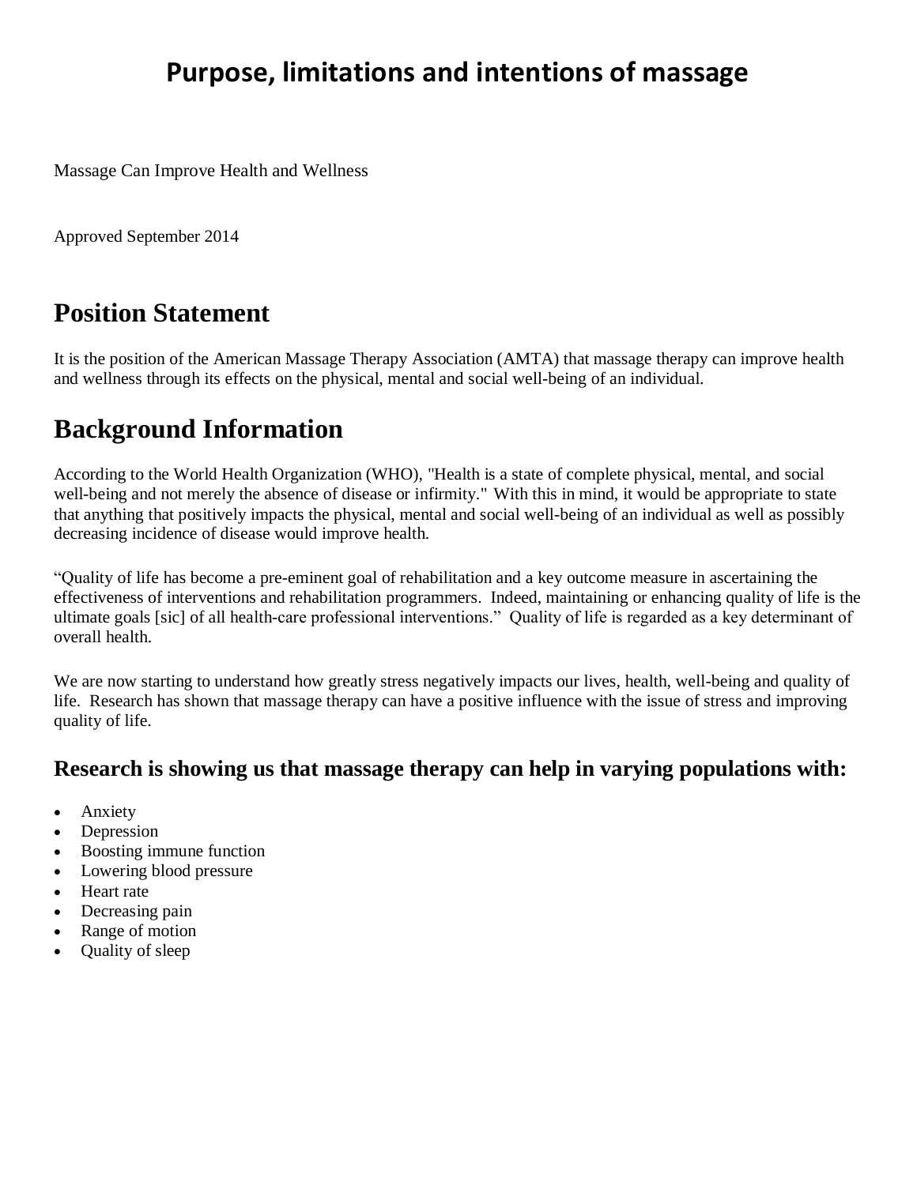# Purpose, limitations and intentions of massage

Massage Can Improve Health and Wellness

Approved September 2014

## Position Statement

It is the position of the American Massage Therapy Association (AMTA) that massage therapy can improve health and wellness through its effects on the physical, mental and social well-being of an individual.

## Background Information

According to the World Health Organization (WHO), "Health is a state of complete physical, mental, and social well-being and not merely the absence of disease or infirmity." With this in mind, it would be appropriate to state that anything that positively impacts the physical, mental and social well-being of an individual as well as possibly decreasing incidence of disease would improve health.

"Quality of life has become a pre-eminent goal of rehabilitation and a key outcome measure in ascertaining the effectiveness of interventions and rehabilitation programmers. Indeed, maintaining or enhancing quality of life is the ultimate goals [sic] of all health-care professional interventions." Quality of life is regarded as a key determinant of overall health.

We are now starting to understand how greatly stress negatively impacts our lives, health, well-being and quality of life. Research has shown that massage therapy can have a positive influence with the issue of stress and improving quality of life.

### Research is showing us that massage therapy can help in varying populations with:

- Anxiety
- Depression
- Boosting immune function
- Lowering blood pressure
- Heart rate
- Decreasing pain
- Range of motion
- Quality of sleep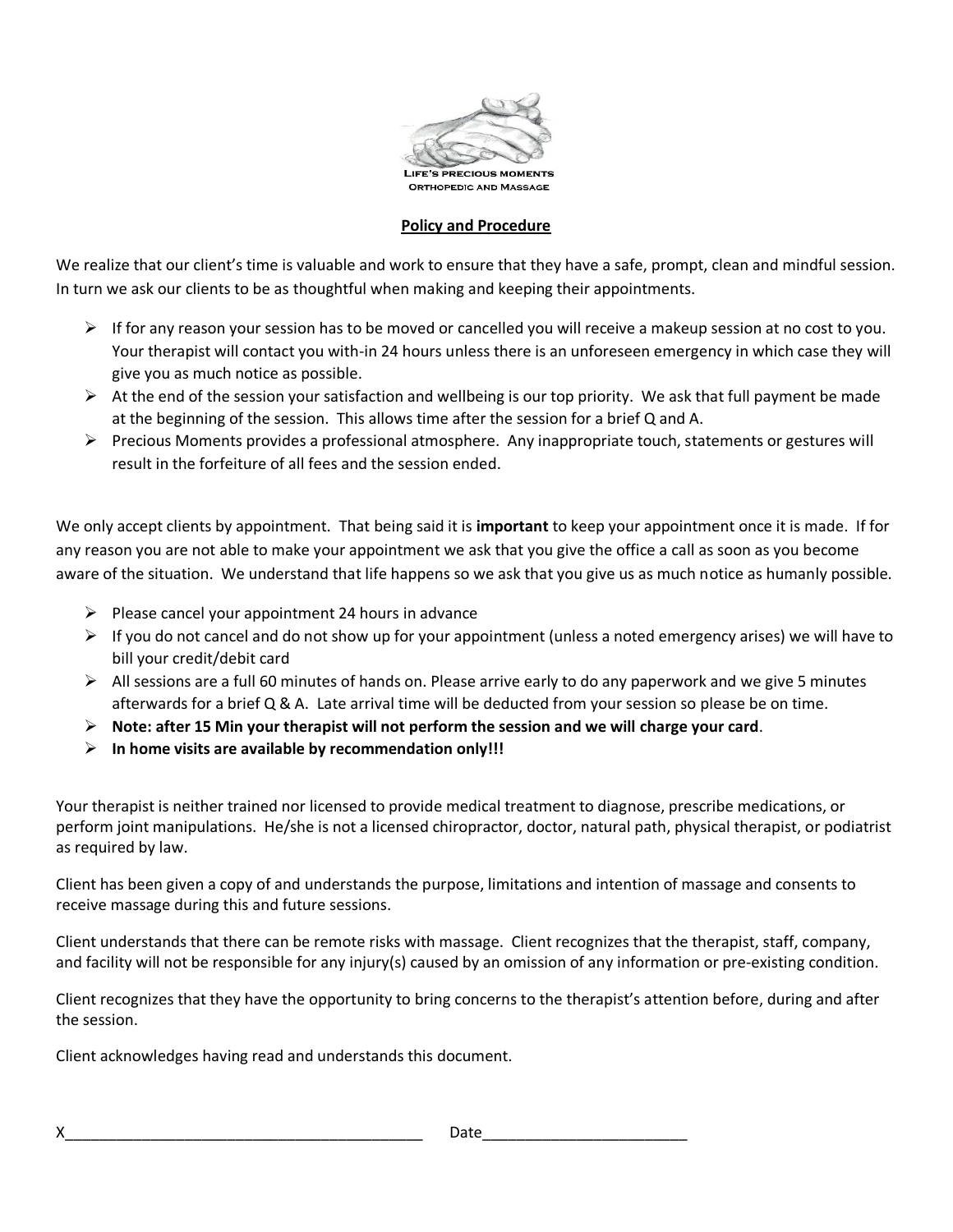Life's precious moments
Orthopedic and Massage

**Policy and Procedure**

We realize that our client's time is valuable and work to ensure that they have a safe, prompt, clean and mindful session. In turn we ask our clients to be as thoughtful when making and keeping their appointments.

- If for any reason your session has to be moved or cancelled you will receive a makeup session at no cost to you. Your therapist will contact you with-in 24 hours unless there is an unforeseen emergency in which case they will give you as much notice as possible.
- At the end of the session your satisfaction and wellbeing is our top priority. We ask that full payment be made at the beginning of the session. This allows time after the session for a brief Q and A.
- Precious Moments provides a professional atmosphere. Any inappropriate touch, statements or gestures will result in the forfeiture of all fees and the session ended.

We only accept clients by appointment. That being said it is **important** to keep your appointment once it is made. If for any reason you are not able to make your appointment we ask that you give the office a call as soon as you become aware of the situation. We understand that life happens so we ask that you give us as much notice as humanly possible.

- Please cancel your appointment 24 hours in advance
- If you do not cancel and do not show up for your appointment (unless a noted emergency arises) we will have to bill your credit/debit card
- All sessions are a full 60 minutes of hands on. Please arrive early to do any paperwork and we give 5 minutes afterwards for a brief Q & A. Late arrival time will be deducted from your session so please be on time.
- **Note: after 15 Min your therapist will not perform the session and we will charge your card**.
- **In home visits are available by recommendation only!!!**

Your therapist is neither trained nor licensed to provide medical treatment to diagnose, prescribe medications, or perform joint manipulations. He/she is not a licensed chiropractor, doctor, natural path, physical therapist, or podiatrist as required by law.

Client has been given a copy of and understands the purpose, limitations and intention of massage and consents to receive massage during this and future sessions.

Client understands that there can be remote risks with massage. Client recognizes that the therapist, staff, company, and facility will not be responsible for any injury(s) caused by an omission of any information or pre-existing condition.

Client recognizes that they have the opportunity to bring concerns to the therapist's attention before, during and after the session.

Client acknowledges having read and understands this document.

X___________________________________________ Date________________________